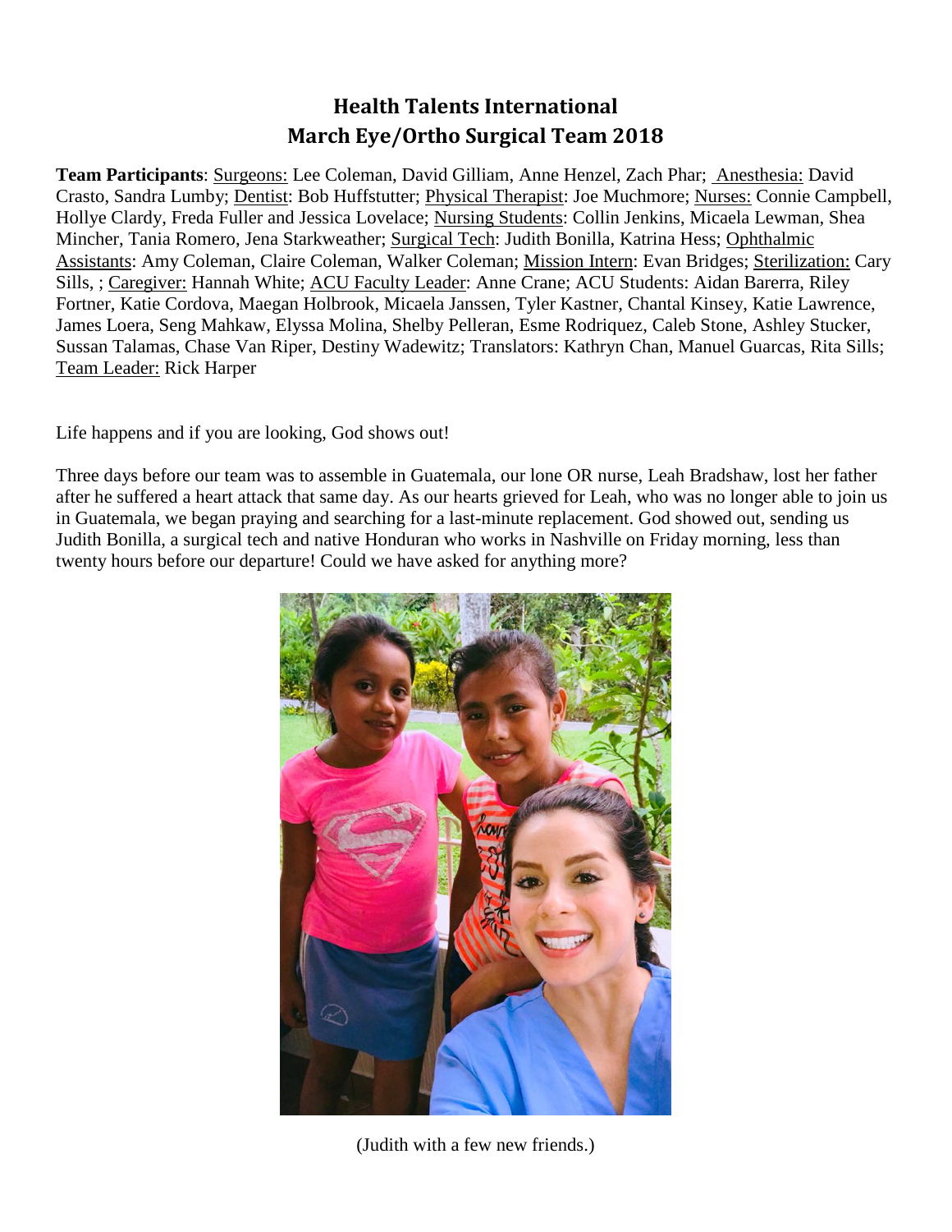# Health Talents International
# March Eye/Ortho Surgical Team 2018

**Team Participants**: Surgeons: Lee Coleman, David Gilliam, Anne Henzel, Zach Phar; Anesthesia: David Crasto, Sandra Lumby; Dentist: Bob Huffstutter; Physical Therapist: Joe Muchmore; Nurses: Connie Campbell, Hollye Clardy, Freda Fuller and Jessica Lovelace; Nursing Students: Collin Jenkins, Micaela Lewman, Shea Mincher, Tania Romero, Jena Starkweather; Surgical Tech: Judith Bonilla, Katrina Hess; Ophthalmic Assistants: Amy Coleman, Claire Coleman, Walker Coleman; Mission Intern: Evan Bridges; Sterilization: Cary Sills, ; Caregiver: Hannah White; ACU Faculty Leader: Anne Crane; ACU Students: Aidan Barerra, Riley Fortner, Katie Cordova, Maegan Holbrook, Micaela Janssen, Tyler Kastner, Chantal Kinsey, Katie Lawrence, James Loera, Seng Mahkaw, Elyssa Molina, Shelby Pelleran, Esme Rodriquez, Caleb Stone, Ashley Stucker, Sussan Talamas, Chase Van Riper, Destiny Wadewitz; Translators: Kathryn Chan, Manuel Guarcas, Rita Sills; Team Leader: Rick Harper

Life happens and if you are looking, God shows out!

Three days before our team was to assemble in Guatemala, our lone OR nurse, Leah Bradshaw, lost her father after he suffered a heart attack that same day. As our hearts grieved for Leah, who was no longer able to join us in Guatemala, we began praying and searching for a last-minute replacement. God showed out, sending us Judith Bonilla, a surgical tech and native Honduran who works in Nashville on Friday morning, less than twenty hours before our departure! Could we have asked for anything more?

(Judith with a few new friends.)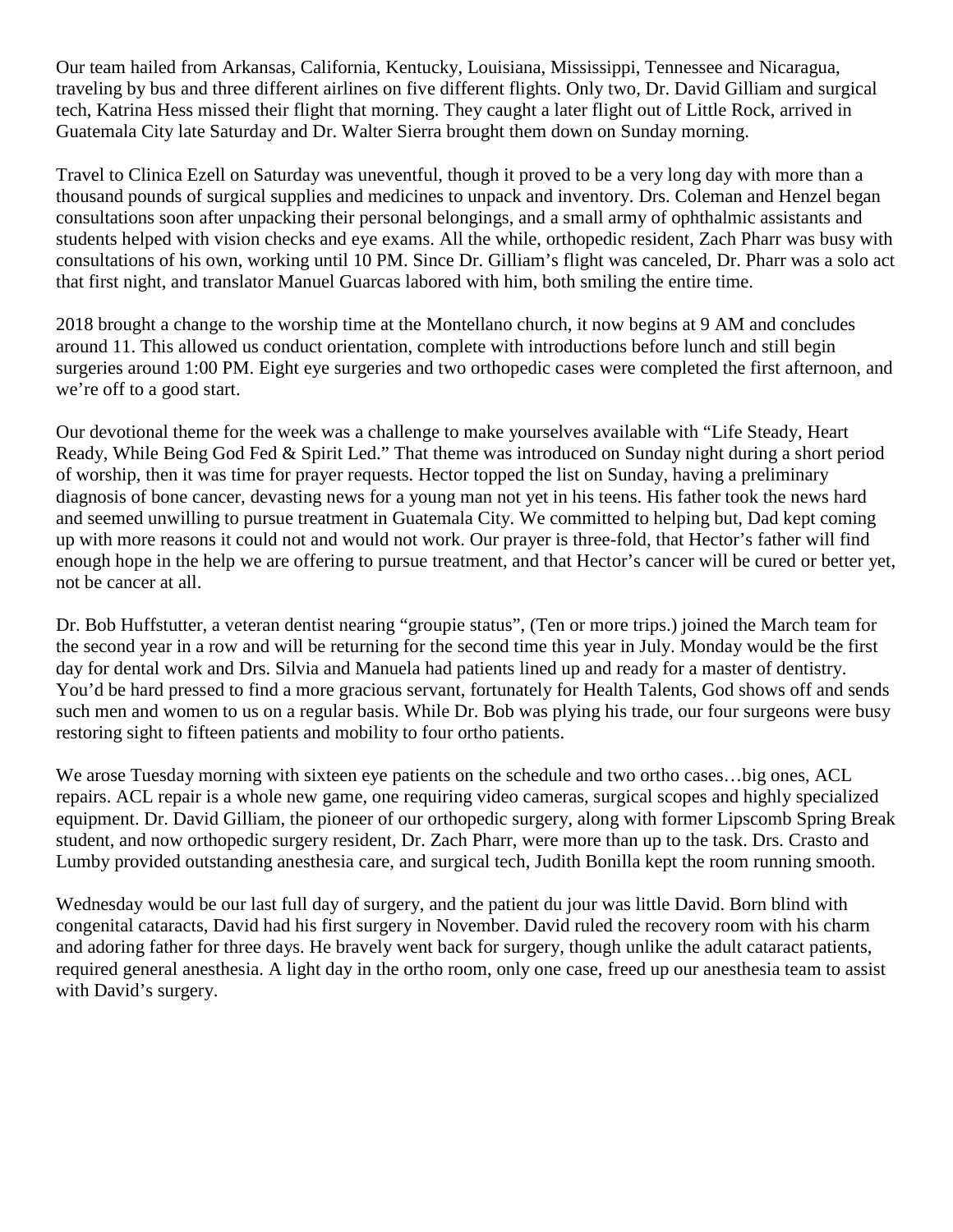Our team hailed from Arkansas, California, Kentucky, Louisiana, Mississippi, Tennessee and Nicaragua, traveling by bus and three different airlines on five different flights. Only two, Dr. David Gilliam and surgical tech, Katrina Hess missed their flight that morning. They caught a later flight out of Little Rock, arrived in Guatemala City late Saturday and Dr. Walter Sierra brought them down on Sunday morning.

Travel to Clinica Ezell on Saturday was uneventful, though it proved to be a very long day with more than a thousand pounds of surgical supplies and medicines to unpack and inventory. Drs. Coleman and Henzel began consultations soon after unpacking their personal belongings, and a small army of ophthalmic assistants and students helped with vision checks and eye exams. All the while, orthopedic resident, Zach Pharr was busy with consultations of his own, working until 10 PM. Since Dr. Gilliam's flight was canceled, Dr. Pharr was a solo act that first night, and translator Manuel Guarcas labored with him, both smiling the entire time.

2018 brought a change to the worship time at the Montellano church, it now begins at 9 AM and concludes around 11. This allowed us conduct orientation, complete with introductions before lunch and still begin surgeries around 1:00 PM. Eight eye surgeries and two orthopedic cases were completed the first afternoon, and we're off to a good start.

Our devotional theme for the week was a challenge to make yourselves available with "Life Steady, Heart Ready, While Being God Fed & Spirit Led." That theme was introduced on Sunday night during a short period of worship, then it was time for prayer requests. Hector topped the list on Sunday, having a preliminary diagnosis of bone cancer, devasting news for a young man not yet in his teens. His father took the news hard and seemed unwilling to pursue treatment in Guatemala City. We committed to helping but, Dad kept coming up with more reasons it could not and would not work. Our prayer is three-fold, that Hector's father will find enough hope in the help we are offering to pursue treatment, and that Hector's cancer will be cured or better yet, not be cancer at all.

Dr. Bob Huffstutter, a veteran dentist nearing "groupie status", (Ten or more trips.) joined the March team for the second year in a row and will be returning for the second time this year in July. Monday would be the first day for dental work and Drs. Silvia and Manuela had patients lined up and ready for a master of dentistry. You'd be hard pressed to find a more gracious servant, fortunately for Health Talents, God shows off and sends such men and women to us on a regular basis. While Dr. Bob was plying his trade, our four surgeons were busy restoring sight to fifteen patients and mobility to four ortho patients.

We arose Tuesday morning with sixteen eye patients on the schedule and two ortho cases…big ones, ACL repairs. ACL repair is a whole new game, one requiring video cameras, surgical scopes and highly specialized equipment. Dr. David Gilliam, the pioneer of our orthopedic surgery, along with former Lipscomb Spring Break student, and now orthopedic surgery resident, Dr. Zach Pharr, were more than up to the task. Drs. Crasto and Lumby provided outstanding anesthesia care, and surgical tech, Judith Bonilla kept the room running smooth.

Wednesday would be our last full day of surgery, and the patient du jour was little David. Born blind with congenital cataracts, David had his first surgery in November. David ruled the recovery room with his charm and adoring father for three days. He bravely went back for surgery, though unlike the adult cataract patients, required general anesthesia. A light day in the ortho room, only one case, freed up our anesthesia team to assist with David's surgery.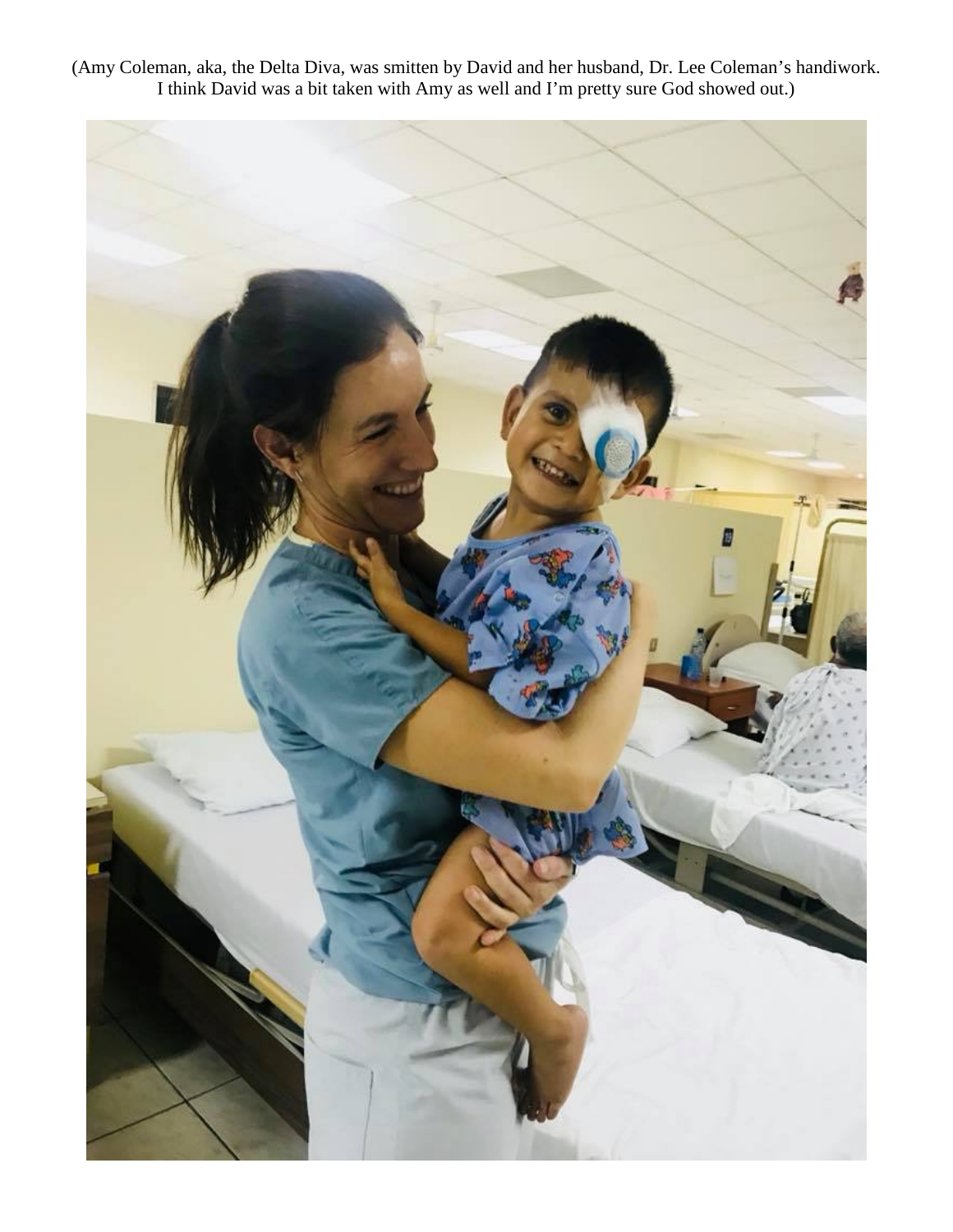(Amy Coleman, aka, the Delta Diva, was smitten by David and her husband, Dr. Lee Coleman's handiwork. I think David was a bit taken with Amy as well and I'm pretty sure God showed out.)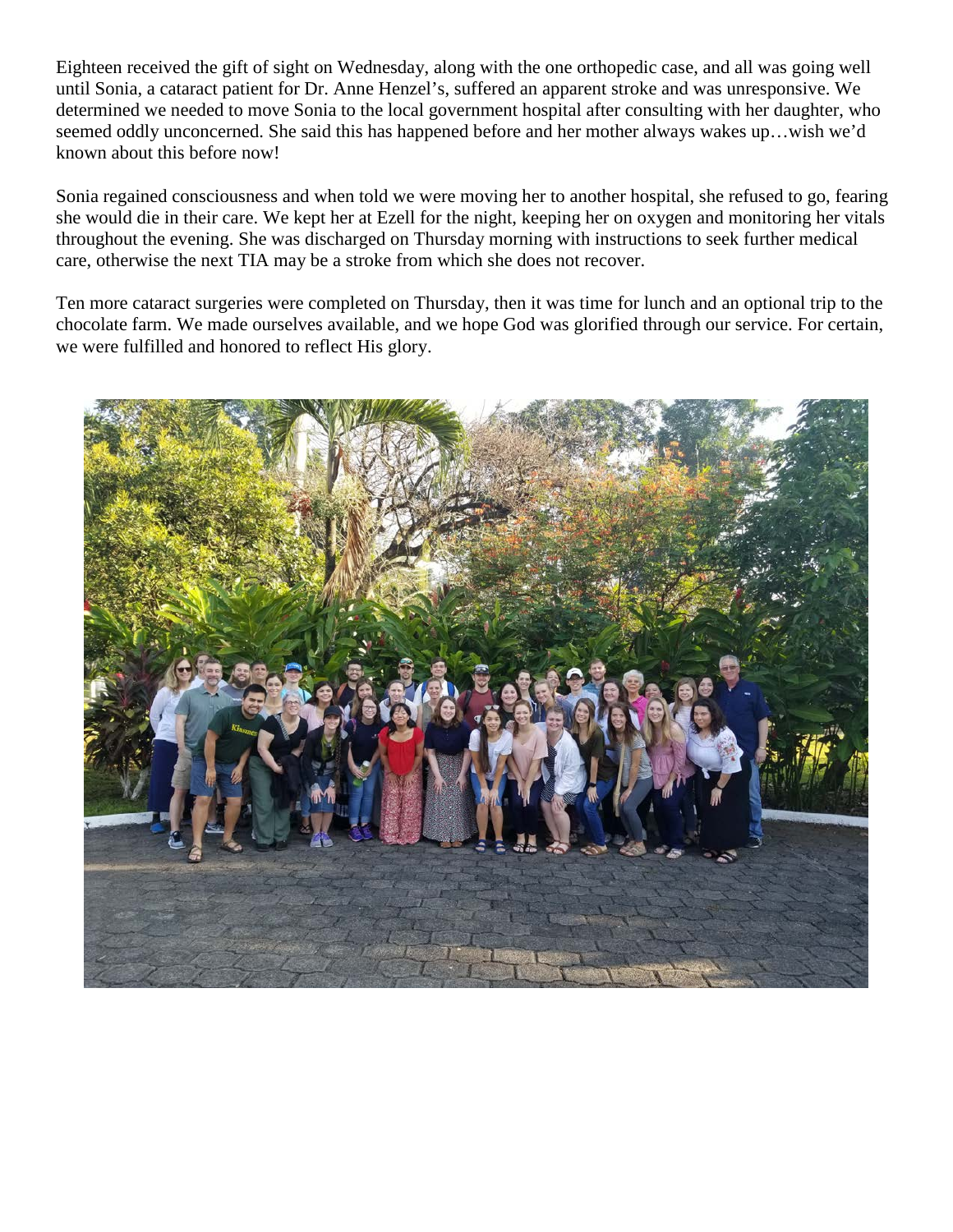Eighteen received the gift of sight on Wednesday, along with the one orthopedic case, and all was going well until Sonia, a cataract patient for Dr. Anne Henzel's, suffered an apparent stroke and was unresponsive. We determined we needed to move Sonia to the local government hospital after consulting with her daughter, who seemed oddly unconcerned. She said this has happened before and her mother always wakes up…wish we'd known about this before now!

Sonia regained consciousness and when told we were moving her to another hospital, she refused to go, fearing she would die in their care. We kept her at Ezell for the night, keeping her on oxygen and monitoring her vitals throughout the evening. She was discharged on Thursday morning with instructions to seek further medical care, otherwise the next TIA may be a stroke from which she does not recover.

Ten more cataract surgeries were completed on Thursday, then it was time for lunch and an optional trip to the chocolate farm. We made ourselves available, and we hope God was glorified through our service. For certain, we were fulfilled and honored to reflect His glory.